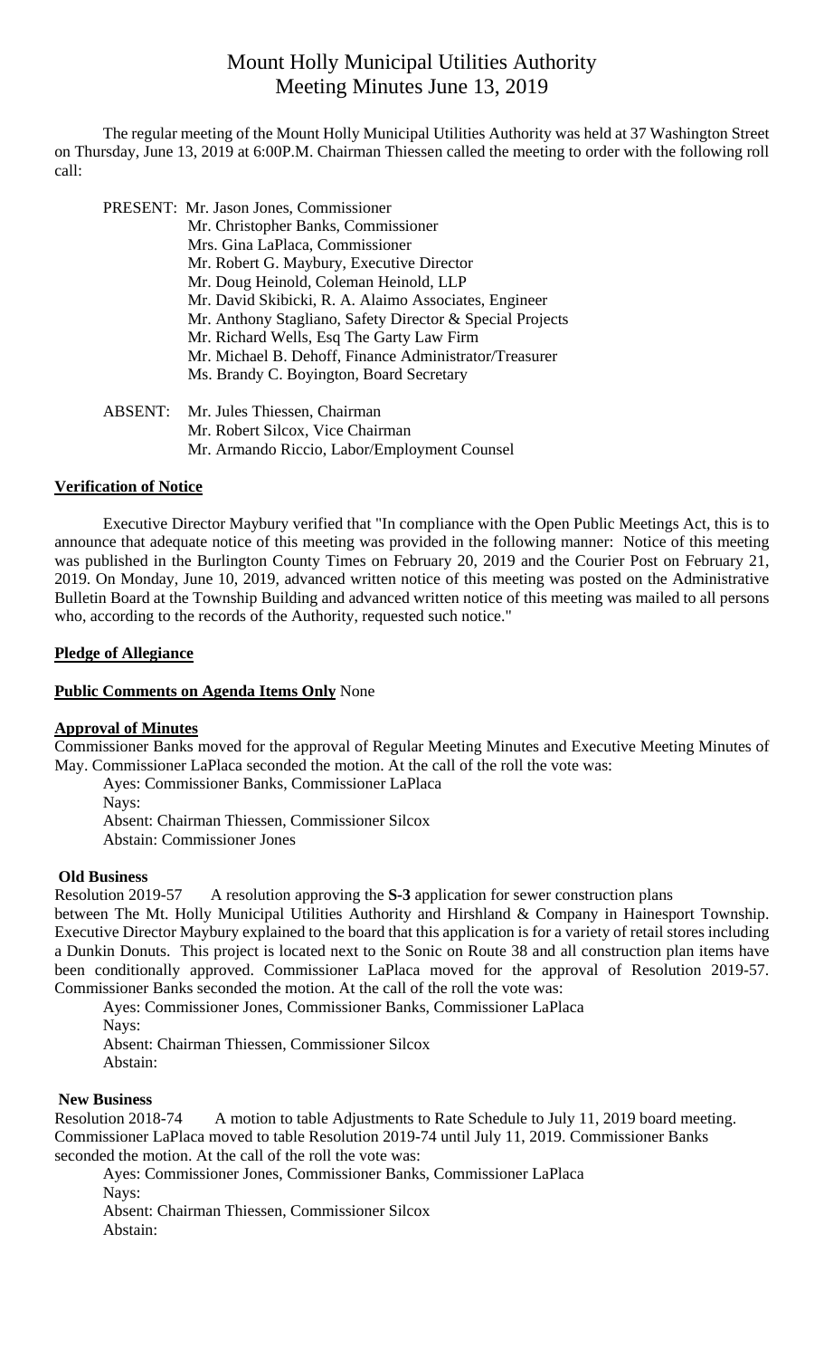# Mount Holly Municipal Utilities Authority
# Meeting Minutes June 13, 2019

The regular meeting of the Mount Holly Municipal Utilities Authority was held at 37 Washington Street on Thursday, June 13, 2019 at 6:00P.M. Chairman Thiessen called the meeting to order with the following roll call:

PRESENT: Mr. Jason Jones, Commissioner
Mr. Christopher Banks, Commissioner
Mrs. Gina LaPlaca, Commissioner
Mr. Robert G. Maybury, Executive Director
Mr. Doug Heinold, Coleman Heinold, LLP
Mr. David Skibicki, R. A. Alaimo Associates, Engineer
Mr. Anthony Stagliano, Safety Director & Special Projects
Mr. Richard Wells, Esq The Garty Law Firm
Mr. Michael B. Dehoff, Finance Administrator/Treasurer
Ms. Brandy C. Boyington, Board Secretary

ABSENT: Mr. Jules Thiessen, Chairman
Mr. Robert Silcox, Vice Chairman
Mr. Armando Riccio, Labor/Employment Counsel

**Verification of Notice**

Executive Director Maybury verified that "In compliance with the Open Public Meetings Act, this is to announce that adequate notice of this meeting was provided in the following manner: Notice of this meeting was published in the Burlington County Times on February 20, 2019 and the Courier Post on February 21, 2019. On Monday, June 10, 2019, advanced written notice of this meeting was posted on the Administrative Bulletin Board at the Township Building and advanced written notice of this meeting was mailed to all persons who, according to the records of the Authority, requested such notice."

**Pledge of Allegiance**

**Public Comments on Agenda Items Only** None

**Approval of Minutes**

Commissioner Banks moved for the approval of Regular Meeting Minutes and Executive Meeting Minutes of May. Commissioner LaPlaca seconded the motion. At the call of the roll the vote was:

Ayes: Commissioner Banks, Commissioner LaPlaca
Nays:
Absent: Chairman Thiessen, Commissioner Silcox
Abstain: Commissioner Jones

**Old Business**

Resolution 2019-57 A resolution approving the **S-3** application for sewer construction plans between The Mt. Holly Municipal Utilities Authority and Hirshland & Company in Hainesport Township. Executive Director Maybury explained to the board that this application is for a variety of retail stores including a Dunkin Donuts. This project is located next to the Sonic on Route 38 and all construction plan items have been conditionally approved. Commissioner LaPlaca moved for the approval of Resolution 2019-57. Commissioner Banks seconded the motion. At the call of the roll the vote was:

Ayes: Commissioner Jones, Commissioner Banks, Commissioner LaPlaca
Nays:
Absent: Chairman Thiessen, Commissioner Silcox
Abstain:

**New Business**

Resolution 2018-74 A motion to table Adjustments to Rate Schedule to July 11, 2019 board meeting. Commissioner LaPlaca moved to table Resolution 2019-74 until July 11, 2019. Commissioner Banks seconded the motion. At the call of the roll the vote was:

Ayes: Commissioner Jones, Commissioner Banks, Commissioner LaPlaca
Nays:
Absent: Chairman Thiessen, Commissioner Silcox
Abstain: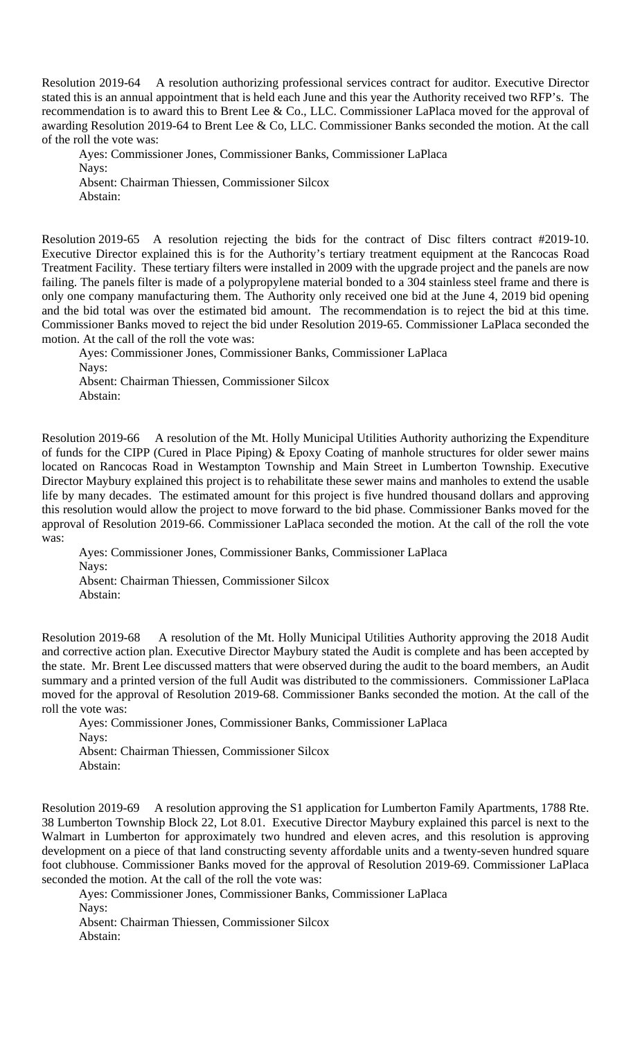Resolution 2019-64 A resolution authorizing professional services contract for auditor. Executive Director stated this is an annual appointment that is held each June and this year the Authority received two RFP's. The recommendation is to award this to Brent Lee & Co., LLC. Commissioner LaPlaca moved for the approval of awarding Resolution 2019-64 to Brent Lee & Co, LLC. Commissioner Banks seconded the motion. At the call of the roll the vote was:

Ayes: Commissioner Jones, Commissioner Banks, Commissioner LaPlaca
Nays:
Absent: Chairman Thiessen, Commissioner Silcox
Abstain:

Resolution 2019-65 A resolution rejecting the bids for the contract of Disc filters contract #2019-10. Executive Director explained this is for the Authority's tertiary treatment equipment at the Rancocas Road Treatment Facility. These tertiary filters were installed in 2009 with the upgrade project and the panels are now failing. The panels filter is made of a polypropylene material bonded to a 304 stainless steel frame and there is only one company manufacturing them. The Authority only received one bid at the June 4, 2019 bid opening and the bid total was over the estimated bid amount. The recommendation is to reject the bid at this time. Commissioner Banks moved to reject the bid under Resolution 2019-65. Commissioner LaPlaca seconded the motion. At the call of the roll the vote was:

Ayes: Commissioner Jones, Commissioner Banks, Commissioner LaPlaca
Nays:
Absent: Chairman Thiessen, Commissioner Silcox
Abstain:

Resolution 2019-66 A resolution of the Mt. Holly Municipal Utilities Authority authorizing the Expenditure of funds for the CIPP (Cured in Place Piping) & Epoxy Coating of manhole structures for older sewer mains located on Rancocas Road in Westampton Township and Main Street in Lumberton Township. Executive Director Maybury explained this project is to rehabilitate these sewer mains and manholes to extend the usable life by many decades. The estimated amount for this project is five hundred thousand dollars and approving this resolution would allow the project to move forward to the bid phase. Commissioner Banks moved for the approval of Resolution 2019-66. Commissioner LaPlaca seconded the motion. At the call of the roll the vote was:

Ayes: Commissioner Jones, Commissioner Banks, Commissioner LaPlaca
Nays:
Absent: Chairman Thiessen, Commissioner Silcox
Abstain:

Resolution 2019-68 A resolution of the Mt. Holly Municipal Utilities Authority approving the 2018 Audit and corrective action plan. Executive Director Maybury stated the Audit is complete and has been accepted by the state. Mr. Brent Lee discussed matters that were observed during the audit to the board members, an Audit summary and a printed version of the full Audit was distributed to the commissioners. Commissioner LaPlaca moved for the approval of Resolution 2019-68. Commissioner Banks seconded the motion. At the call of the roll the vote was:

Ayes: Commissioner Jones, Commissioner Banks, Commissioner LaPlaca
Nays:
Absent: Chairman Thiessen, Commissioner Silcox
Abstain:

Resolution 2019-69 A resolution approving the S1 application for Lumberton Family Apartments, 1788 Rte. 38 Lumberton Township Block 22, Lot 8.01. Executive Director Maybury explained this parcel is next to the Walmart in Lumberton for approximately two hundred and eleven acres, and this resolution is approving development on a piece of that land constructing seventy affordable units and a twenty-seven hundred square foot clubhouse. Commissioner Banks moved for the approval of Resolution 2019-69. Commissioner LaPlaca seconded the motion. At the call of the roll the vote was:

Ayes: Commissioner Jones, Commissioner Banks, Commissioner LaPlaca
Nays:
Absent: Chairman Thiessen, Commissioner Silcox
Abstain: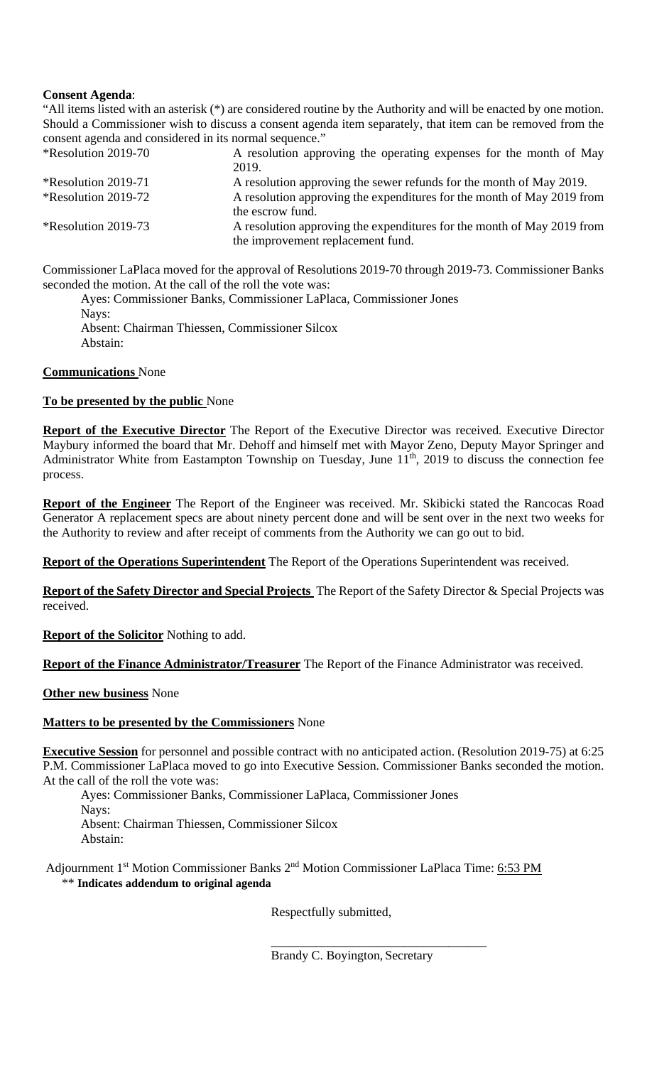**Consent Agenda**:

"All items listed with an asterisk (*) are considered routine by the Authority and will be enacted by one motion. Should a Commissioner wish to discuss a consent agenda item separately, that item can be removed from the consent agenda and considered in its normal sequence."

| | |
|---|---|
| *Resolution 2019-70 | A resolution approving the operating expenses for the month of May 2019. |
| *Resolution 2019-71 | A resolution approving the sewer refunds for the month of May 2019. |
| *Resolution 2019-72 | A resolution approving the expenditures for the month of May 2019 from the escrow fund. |
| *Resolution 2019-73 | A resolution approving the expenditures for the month of May 2019 from the improvement replacement fund. |

Commissioner LaPlaca moved for the approval of Resolutions 2019-70 through 2019-73. Commissioner Banks seconded the motion. At the call of the roll the vote was:

Ayes: Commissioner Banks, Commissioner LaPlaca, Commissioner Jones
Nays:
Absent: Chairman Thiessen, Commissioner Silcox
Abstain:

**Communications** None

**To be presented by the public** None

**Report of the Executive Director** The Report of the Executive Director was received. Executive Director Maybury informed the board that Mr. Dehoff and himself met with Mayor Zeno, Deputy Mayor Springer and Administrator White from Eastampton Township on Tuesday, June 11th, 2019 to discuss the connection fee process.

**Report of the Engineer** The Report of the Engineer was received. Mr. Skibicki stated the Rancocas Road Generator A replacement specs are about ninety percent done and will be sent over in the next two weeks for the Authority to review and after receipt of comments from the Authority we can go out to bid.

**Report of the Operations Superintendent** The Report of the Operations Superintendent was received.

**Report of the Safety Director and Special Projects** The Report of the Safety Director & Special Projects was received.

**Report of the Solicitor** Nothing to add.

**Report of the Finance Administrator/Treasurer** The Report of the Finance Administrator was received.

**Other new business** None

**Matters to be presented by the Commissioners** None

**Executive Session** for personnel and possible contract with no anticipated action. (Resolution 2019-75) at 6:25 P.M. Commissioner LaPlaca moved to go into Executive Session. Commissioner Banks seconded the motion. At the call of the roll the vote was:

Ayes: Commissioner Banks, Commissioner LaPlaca, Commissioner Jones
Nays:
Absent: Chairman Thiessen, Commissioner Silcox
Abstain:

Adjournment 1st Motion Commissioner Banks 2nd Motion Commissioner LaPlaca Time: 6:53 PM

** **Indicates addendum to original agenda**

Respectfully submitted,

\_\_\_\_\_\_\_\_\_\_\_\_\_\_\_\_\_\_\_\_\_\_\_\_\_\_\_\_\_\_\_\_\_\_\_

Brandy C. Boyington, Secretary